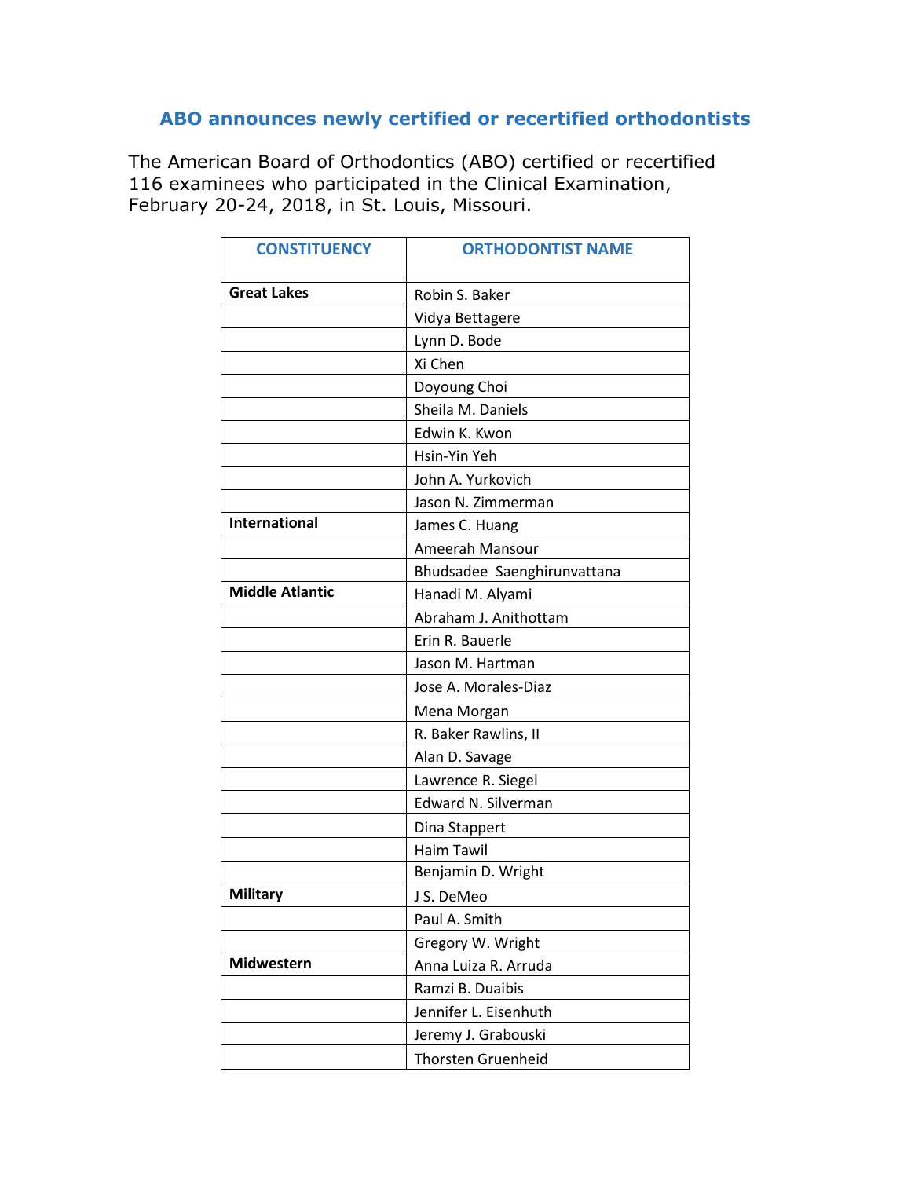## ABO announces newly certified or recertified orthodontists

The American Board of Orthodontics (ABO) certified or recertified 116 examinees who participated in the Clinical Examination, February 20-24, 2018, in St. Louis, Missouri.

| CONSTITUENCY | ORTHODONTIST NAME |
|---|---|
| **Great Lakes** | Robin S. Baker |
| | Vidya Bettagere |
| | Lynn D. Bode |
| | Xi Chen |
| | Doyoung Choi |
| | Sheila M. Daniels |
| | Edwin K. Kwon |
| | Hsin-Yin Yeh |
| | John A. Yurkovich |
| | Jason N. Zimmerman |
| **International** | James C. Huang |
| | Ameerah Mansour |
| | Bhudsadee Saenghirunvattana |
| **Middle Atlantic** | Hanadi M. Alyami |
| | Abraham J. Anithottam |
| | Erin R. Bauerle |
| | Jason M. Hartman |
| | Jose A. Morales-Diaz |
| | Mena Morgan |
| | R. Baker Rawlins, II |
| | Alan D. Savage |
| | Lawrence R. Siegel |
| | Edward N. Silverman |
| | Dina Stappert |
| | Haim Tawil |
| | Benjamin D. Wright |
| **Military** | J S. DeMeo |
| | Paul A. Smith |
| | Gregory W. Wright |
| **Midwestern** | Anna Luiza R. Arruda |
| | Ramzi B. Duaibis |
| | Jennifer L. Eisenhuth |
| | Jeremy J. Grabouski |
| | Thorsten Gruenheid |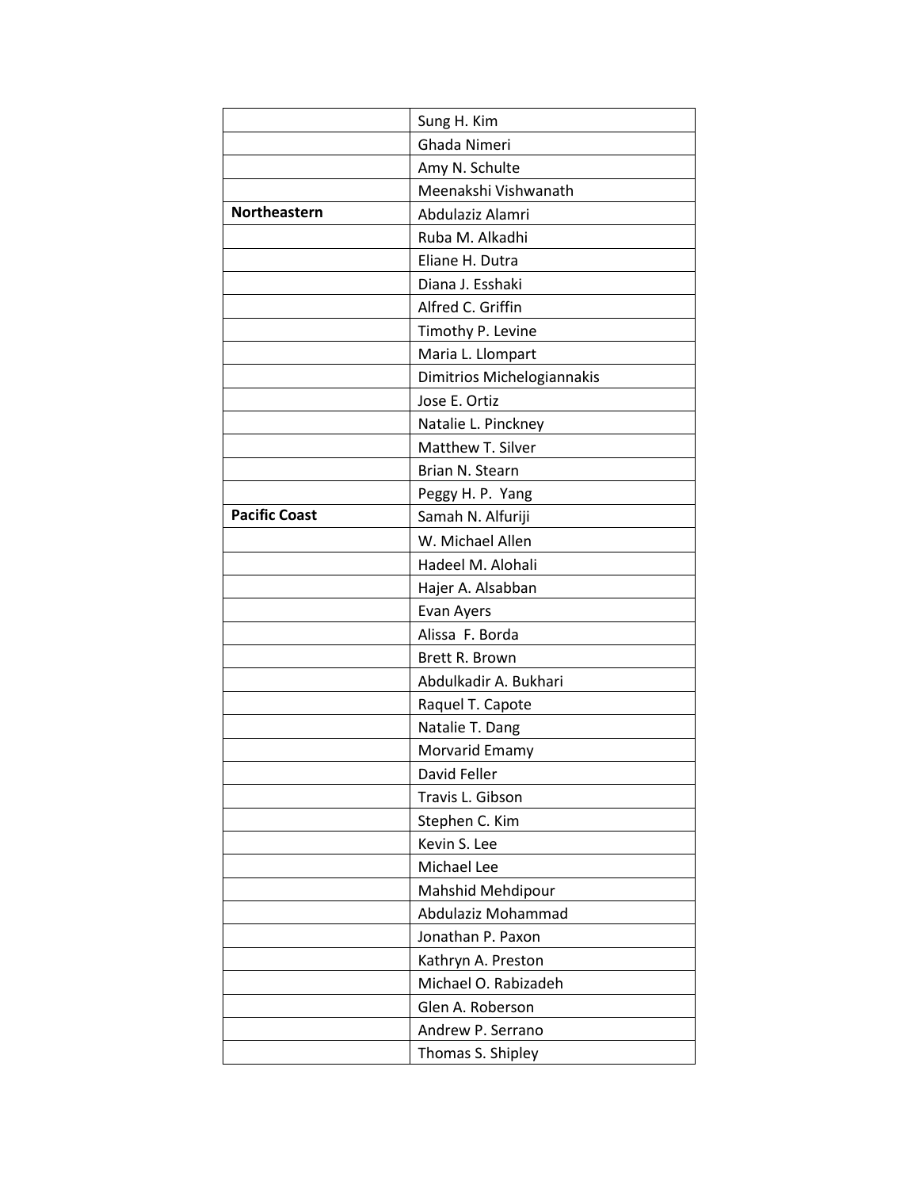| | |
|---|---|
| | Sung H. Kim |
| | Ghada Nimeri |
| | Amy N. Schulte |
| | Meenakshi Vishwanath |
| **Northeastern** | Abdulaziz Alamri |
| | Ruba M. Alkadhi |
| | Eliane H. Dutra |
| | Diana J. Esshaki |
| | Alfred C. Griffin |
| | Timothy P. Levine |
| | Maria L. Llompart |
| | Dimitrios Michelogiannakis |
| | Jose E. Ortiz |
| | Natalie L. Pinckney |
| | Matthew T. Silver |
| | Brian N. Stearn |
| | Peggy H. P. Yang |
| **Pacific Coast** | Samah N. Alfuriji |
| | W. Michael Allen |
| | Hadeel M. Alohali |
| | Hajer A. Alsabban |
| | Evan Ayers |
| | Alissa F. Borda |
| | Brett R. Brown |
| | Abdulkadir A. Bukhari |
| | Raquel T. Capote |
| | Natalie T. Dang |
| | Morvarid Emamy |
| | David Feller |
| | Travis L. Gibson |
| | Stephen C. Kim |
| | Kevin S. Lee |
| | Michael Lee |
| | Mahshid Mehdipour |
| | Abdulaziz Mohammad |
| | Jonathan P. Paxon |
| | Kathryn A. Preston |
| | Michael O. Rabizadeh |
| | Glen A. Roberson |
| | Andrew P. Serrano |
| | Thomas S. Shipley |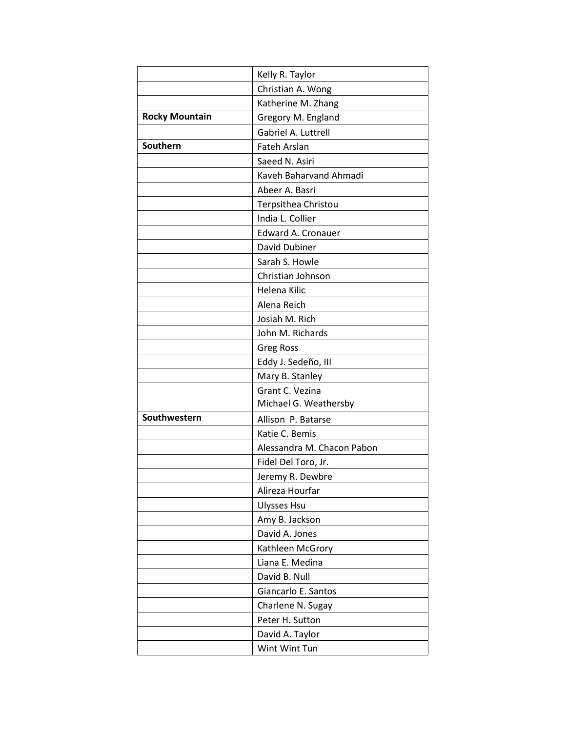| | |
|---|---|
| | Kelly R. Taylor |
| | Christian A. Wong |
| | Katherine M. Zhang |
| **Rocky Mountain** | Gregory M. England |
| | Gabriel A. Luttrell |
| **Southern** | Fateh Arslan |
| | Saeed N. Asiri |
| | Kaveh Baharvand Ahmadi |
| | Abeer A. Basri |
| | Terpsithea Christou |
| | India L. Collier |
| | Edward A. Cronauer |
| | David Dubiner |
| | Sarah S. Howle |
| | Christian Johnson |
| | Helena Kilic |
| | Alena Reich |
| | Josiah M. Rich |
| | John M. Richards |
| | Greg Ross |
| | Eddy J. Sedeño, III |
| | Mary B. Stanley |
| | Grant C. Vezina |
| | Michael G. Weathersby |
| **Southwestern** | Allison P. Batarse |
| | Katie C. Bemis |
| | Alessandra M. Chacon Pabon |
| | Fidel Del Toro, Jr. |
| | Jeremy R. Dewbre |
| | Alireza Hourfar |
| | Ulysses Hsu |
| | Amy B. Jackson |
| | David A. Jones |
| | Kathleen McGrory |
| | Liana E. Medina |
| | David B. Null |
| | Giancarlo E. Santos |
| | Charlene N. Sugay |
| | Peter H. Sutton |
| | David A. Taylor |
| | Wint Wint Tun |